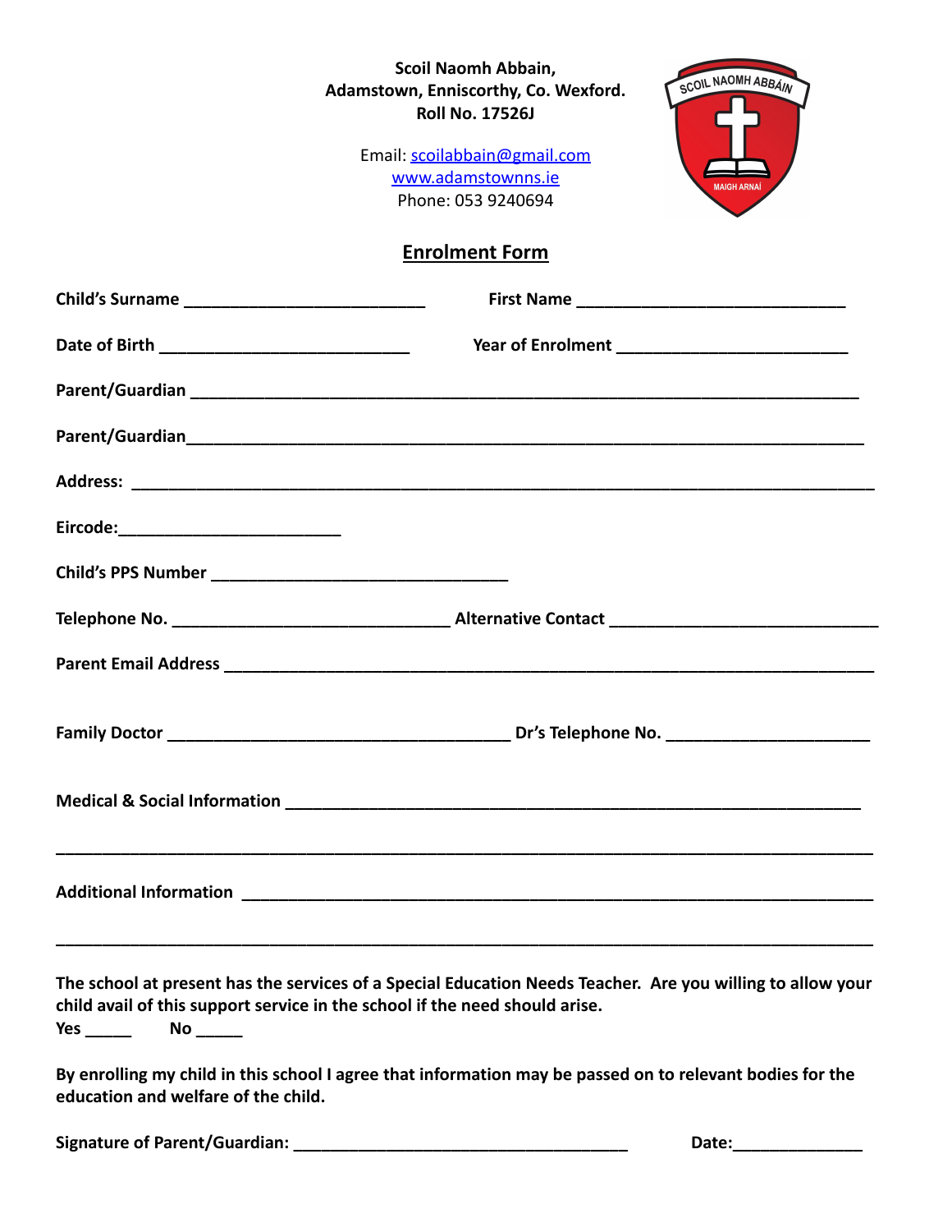**Scoil Naomh Abbain,**
**Adamstown, Enniscorthy, Co. Wexford.**
**Roll No. 17526J**

Email: scoilabbain@gmail.com
www.adamstownns.ie
Phone: 053 9240694

## Enrolment Form

**Child's Surname** ___________________________ **First Name** ______________________________

**Date of Birth** ____________________________ **Year of Enrolment** __________________________

**Parent/Guardian** ___________________________________________________________________________

**Parent/Guardian**____________________________________________________________________________

**Address:** __________________________________________________________________________________

**Eircode:**_________________________

**Child's PPS Number** _________________________________

**Telephone No.** _______________________________ **Alternative Contact** ____________________________

**Parent Email Address** _______________________________________________________________________

**Family Doctor** ______________________________________ **Dr's Telephone No.** _______________________

**Medical & Social Information** _________________________________________________________________

_____________________________________________________________________________________________

**Additional Information** ______________________________________________________________________

_____________________________________________________________________________________________

**The school at present has the services of a Special Education Needs Teacher. Are you willing to allow your child avail of this support service in the school if the need should arise.**
**Yes** _____ **No** _____

**By enrolling my child in this school I agree that information may be passed on to relevant bodies for the education and welfare of the child.**

**Signature of Parent/Guardian:** _____________________________________ **Date:**______________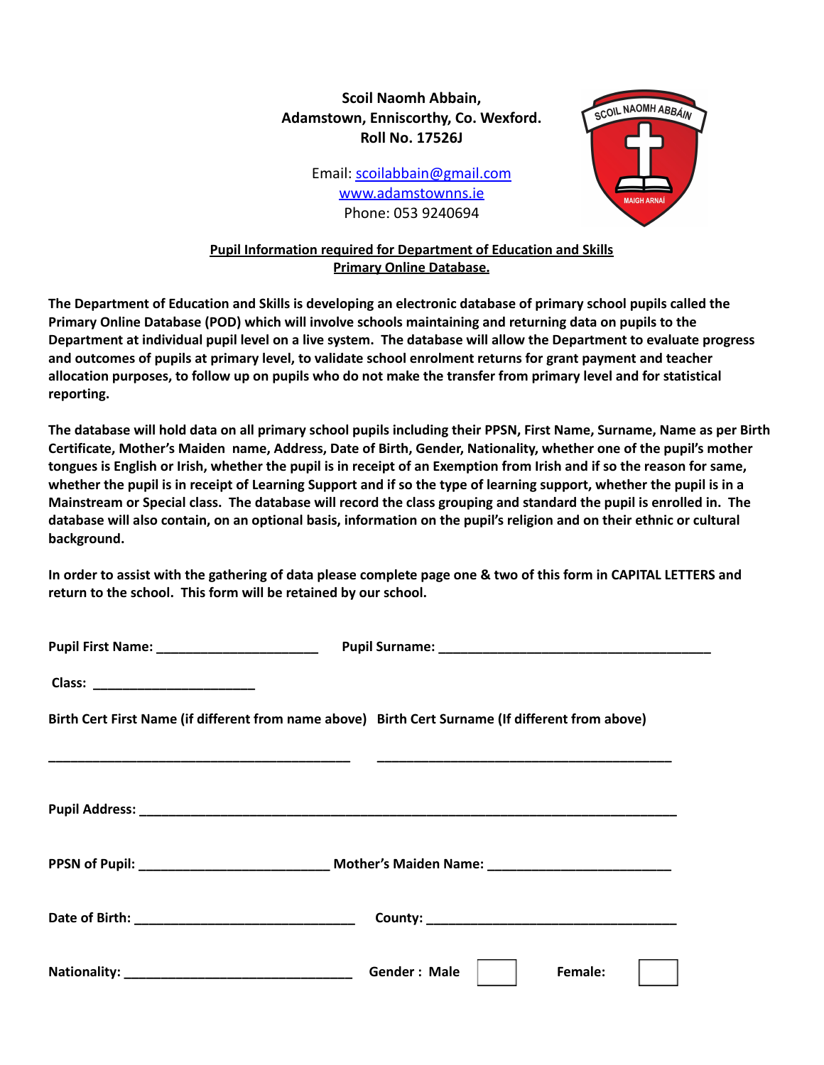**Scoil Naomh Abbain,**
**Adamstown, Enniscorthy, Co. Wexford.**
**Roll No. 17526J**

Email: [scoilabbain@gmail.com](mailto:scoilabbain@gmail.com)
[www.adamstownns.ie](http://www.adamstownns.ie)
Phone: 053 9240694

**Pupil Information required for Department of Education and Skills Primary Online Database.**

**The Department of Education and Skills is developing an electronic database of primary school pupils called the Primary Online Database (POD) which will involve schools maintaining and returning data on pupils to the Department at individual pupil level on a live system. The database will allow the Department to evaluate progress and outcomes of pupils at primary level, to validate school enrolment returns for grant payment and teacher allocation purposes, to follow up on pupils who do not make the transfer from primary level and for statistical reporting.**

**The database will hold data on all primary school pupils including their PPSN, First Name, Surname, Name as per Birth Certificate, Mother's Maiden name, Address, Date of Birth, Gender, Nationality, whether one of the pupil's mother tongues is English or Irish, whether the pupil is in receipt of an Exemption from Irish and if so the reason for same, whether the pupil is in receipt of Learning Support and if so the type of learning support, whether the pupil is in a Mainstream or Special class. The database will record the class grouping and standard the pupil is enrolled in. The database will also contain, on an optional basis, information on the pupil's religion and on their ethnic or cultural background.**

**In order to assist with the gathering of data please complete page one & two of this form in CAPITAL LETTERS and return to the school. This form will be retained by our school.**

**Pupil First Name:** ______________________ **Pupil Surname:** ______________________________________

**Class:** ______________________

**Birth Cert First Name (if different from name above)** **Birth Cert Surname (If different from above)**

_________________________________________ _________________________________________

**Pupil Address:** ___________________________________________________________________________

**PPSN of Pupil:** __________________________ **Mother's Maiden Name:** _________________________

**Date of Birth:** ______________________________ **County:** __________________________________

**Nationality:** ______________________________ **Gender : Male** ☐ **Female:** ☐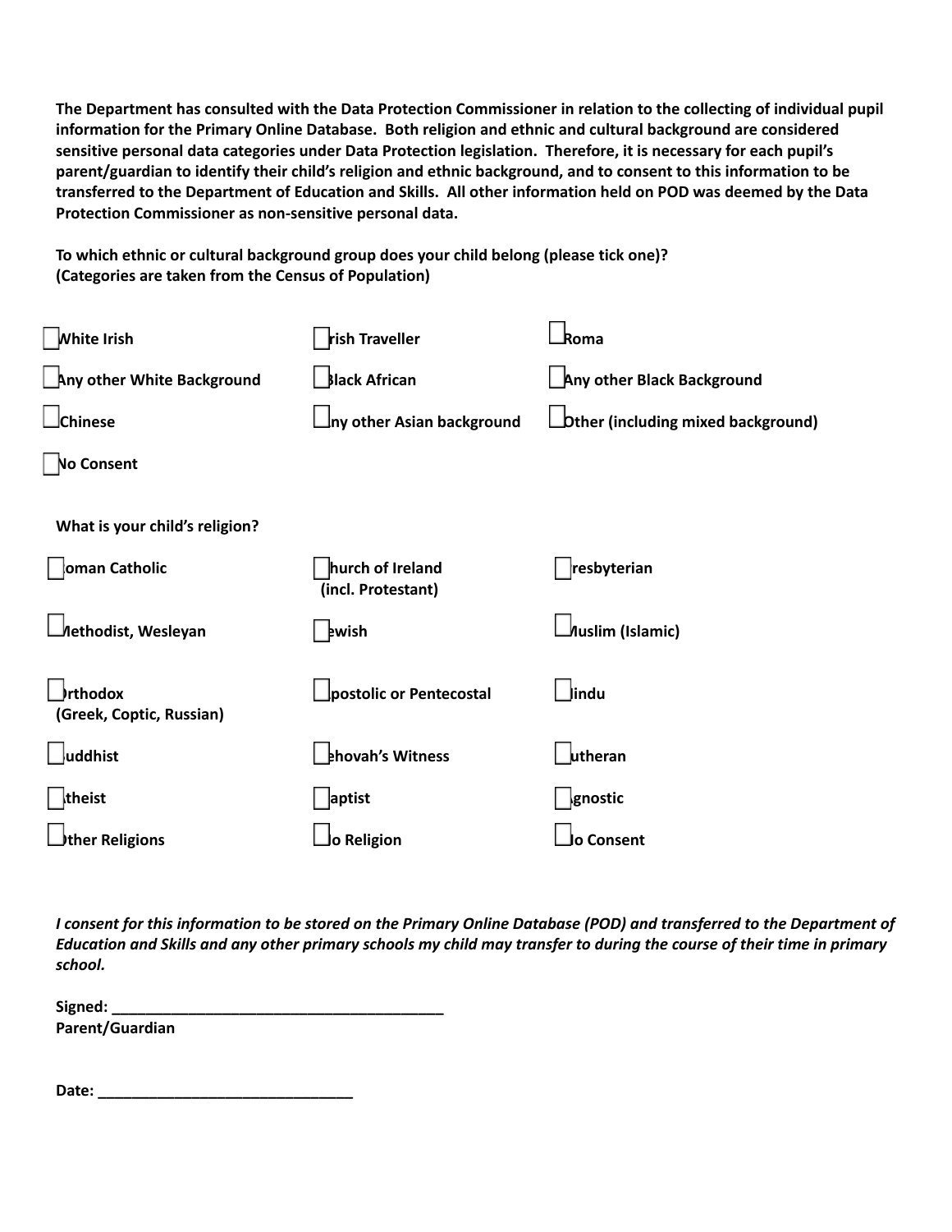**The Department has consulted with the Data Protection Commissioner in relation to the collecting of individual pupil information for the Primary Online Database. Both religion and ethnic and cultural background are considered sensitive personal data categories under Data Protection legislation. Therefore, it is necessary for each pupil's parent/guardian to identify their child's religion and ethnic background, and to consent to this information to be transferred to the Department of Education and Skills. All other information held on POD was deemed by the Data Protection Commissioner as non-sensitive personal data.**

**To which ethnic or cultural background group does your child belong (please tick one)?**
**(Categories are taken from the Census of Population)**

| | | |
|---|---|---|
| ☐ **White Irish** | ☐ **Irish Traveller** | ☐ **Roma** |
| ☐ **Any other White Background** | ☐ **Black African** | ☐ **Any other Black Background** |
| ☐ **Chinese** | ☐ **Any other Asian background** | ☐ **Other (including mixed background)** |
| ☐ **No Consent** | | |

**What is your child's religion?**

| | | |
|---|---|---|
| ☐ **Roman Catholic** | ☐ **Church of Ireland (incl. Protestant)** | ☐ **Presbyterian** |
| ☐ **Methodist, Wesleyan** | ☐ **Jewish** | ☐ **Muslim (Islamic)** |
| ☐ **Orthodox (Greek, Coptic, Russian)** | ☐ **Apostolic or Pentecostal** | ☐ **Hindu** |
| ☐ **Buddhist** | ☐ **Jehovah's Witness** | ☐ **Lutheran** |
| ☐ **Atheist** | ☐ **Baptist** | ☐ **Agnostic** |
| ☐ **Other Religions** | ☐ **No Religion** | ☐ **No Consent** |

***I consent for this information to be stored on the Primary Online Database (POD) and transferred to the Department of Education and Skills and any other primary schools my child may transfer to during the course of their time in primary school.***

**Signed: ________________________________________**
**Parent/Guardian**

**Date: _______________________________**